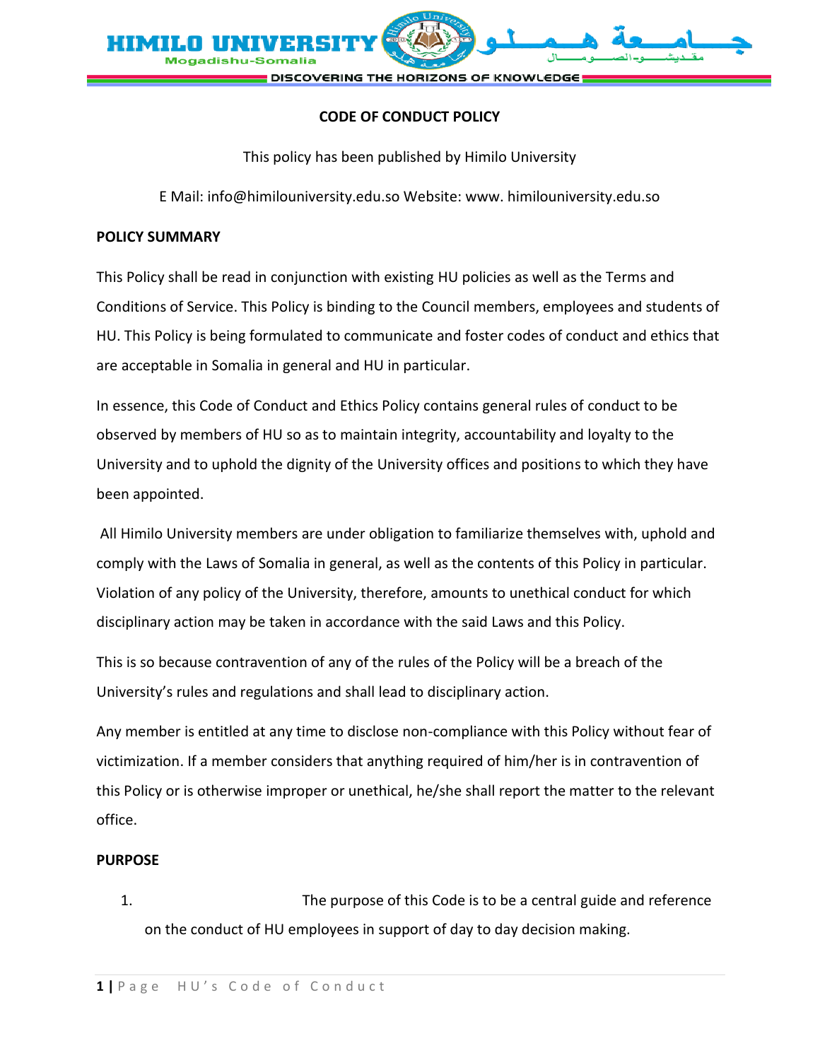# CODE OF CONDUCT POLICY

This policy has been published by Himilo University

E Mail: info@himilouniversity.edu.so Website: www. himilouniversity.edu.so

## POLICY SUMMARY

This Policy shall be read in conjunction with existing HU policies as well as the Terms and Conditions of Service. This Policy is binding to the Council members, employees and students of HU. This Policy is being formulated to communicate and foster codes of conduct and ethics that are acceptable in Somalia in general and HU in particular.

In essence, this Code of Conduct and Ethics Policy contains general rules of conduct to be observed by members of HU so as to maintain integrity, accountability and loyalty to the University and to uphold the dignity of the University offices and positions to which they have been appointed.

All Himilo University members are under obligation to familiarize themselves with, uphold and comply with the Laws of Somalia in general, as well as the contents of this Policy in particular. Violation of any policy of the University, therefore, amounts to unethical conduct for which disciplinary action may be taken in accordance with the said Laws and this Policy.

This is so because contravention of any of the rules of the Policy will be a breach of the University's rules and regulations and shall lead to disciplinary action.

Any member is entitled at any time to disclose non-compliance with this Policy without fear of victimization. If a member considers that anything required of him/her is in contravention of this Policy or is otherwise improper or unethical, he/she shall report the matter to the relevant office.

## PURPOSE

1. The purpose of this Code is to be a central guide and reference on the conduct of HU employees in support of day to day decision making.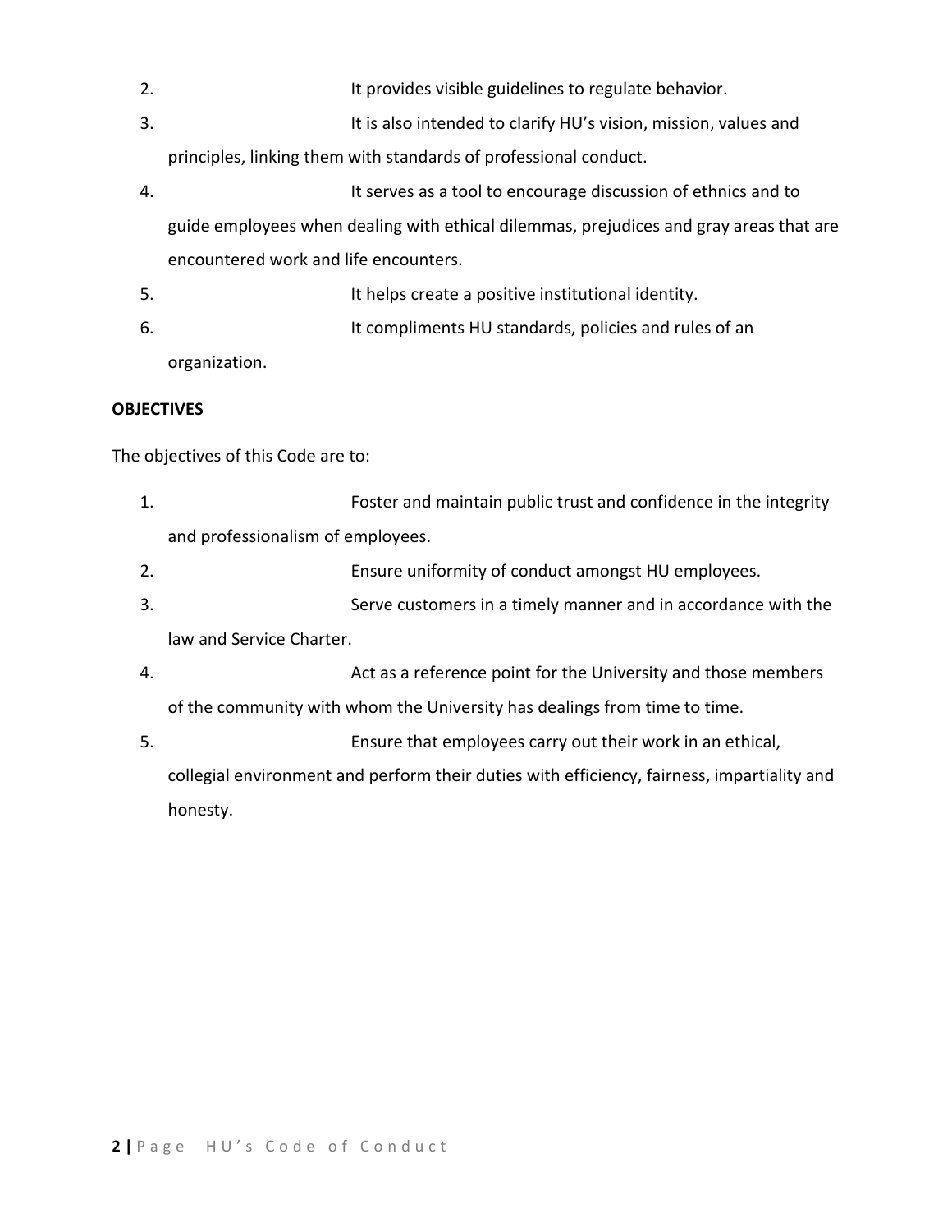2. It provides visible guidelines to regulate behavior.
3. It is also intended to clarify HU's vision, mission, values and principles, linking them with standards of professional conduct.
4. It serves as a tool to encourage discussion of ethnics and to guide employees when dealing with ethical dilemmas, prejudices and gray areas that are encountered work and life encounters.
5. It helps create a positive institutional identity.
6. It compliments HU standards, policies and rules of an organization.

**OBJECTIVES**

The objectives of this Code are to:

1. Foster and maintain public trust and confidence in the integrity and professionalism of employees.
2. Ensure uniformity of conduct amongst HU employees.
3. Serve customers in a timely manner and in accordance with the law and Service Charter.
4. Act as a reference point for the University and those members of the community with whom the University has dealings from time to time.
5. Ensure that employees carry out their work in an ethical, collegial environment and perform their duties with efficiency, fairness, impartiality and honesty.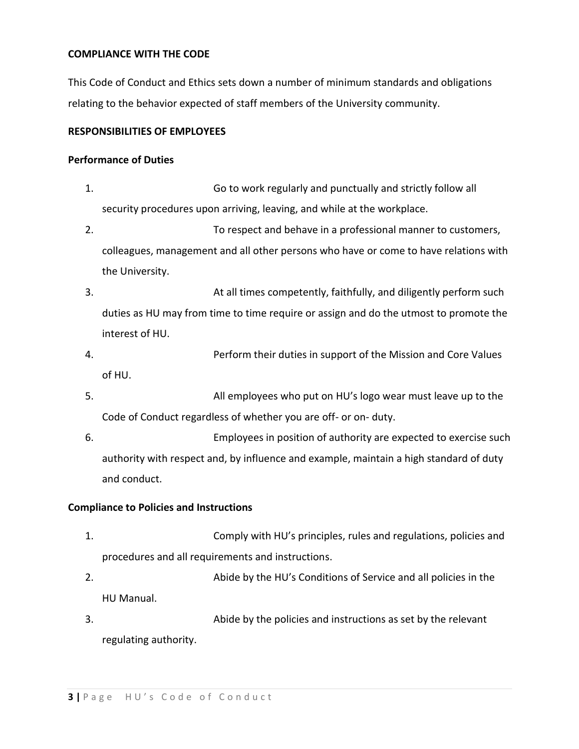**COMPLIANCE WITH THE CODE**

This Code of Conduct and Ethics sets down a number of minimum standards and obligations relating to the behavior expected of staff members of the University community.

**RESPONSIBILITIES OF EMPLOYEES**

**Performance of Duties**

1. Go to work regularly and punctually and strictly follow all security procedures upon arriving, leaving, and while at the workplace.
2. To respect and behave in a professional manner to customers, colleagues, management and all other persons who have or come to have relations with the University.
3. At all times competently, faithfully, and diligently perform such duties as HU may from time to time require or assign and do the utmost to promote the interest of HU.
4. Perform their duties in support of the Mission and Core Values of HU.
5. All employees who put on HU's logo wear must leave up to the Code of Conduct regardless of whether you are off- or on- duty.
6. Employees in position of authority are expected to exercise such authority with respect and, by influence and example, maintain a high standard of duty and conduct.

**Compliance to Policies and Instructions**

1. Comply with HU's principles, rules and regulations, policies and procedures and all requirements and instructions.
2. Abide by the HU's Conditions of Service and all policies in the HU Manual.
3. Abide by the policies and instructions as set by the relevant regulating authority.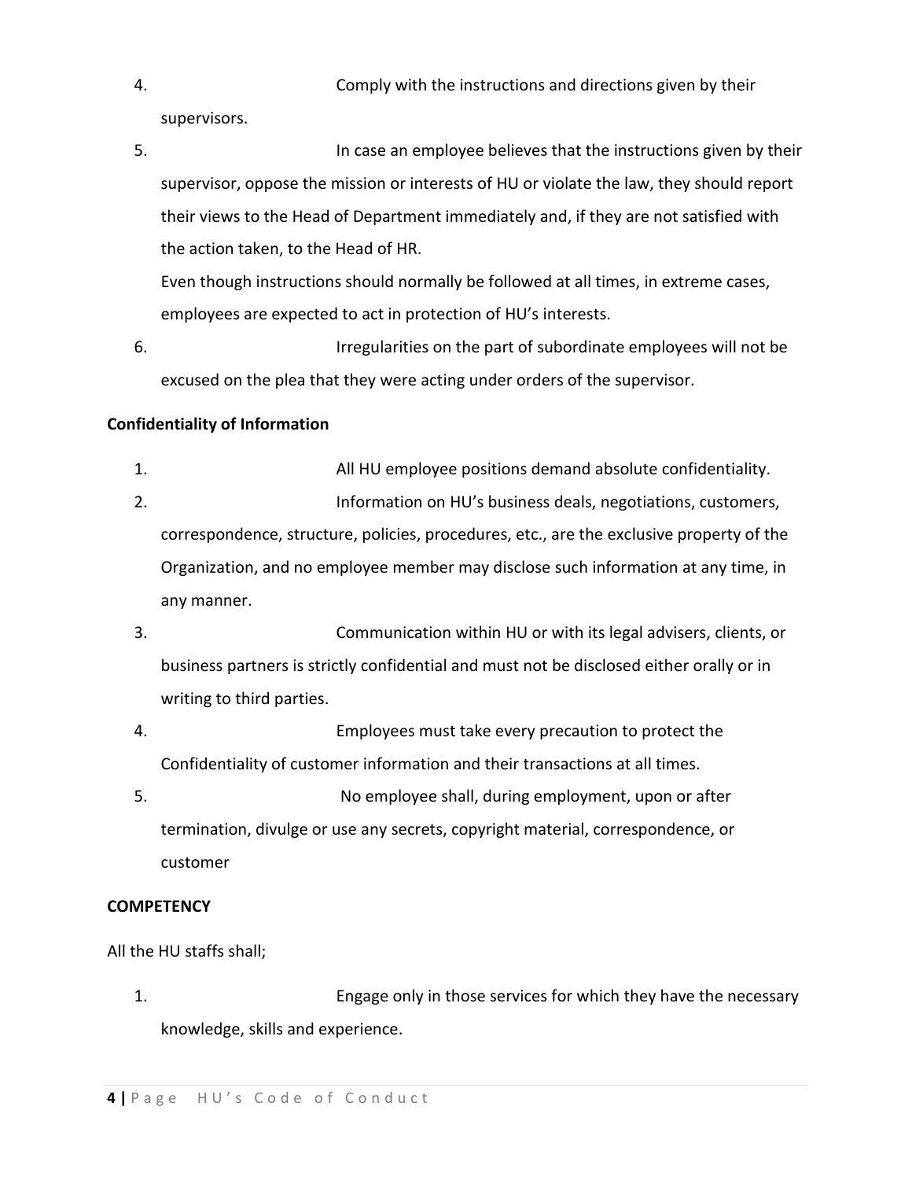4. Comply with the instructions and directions given by their supervisors.
5. In case an employee believes that the instructions given by their supervisor, oppose the mission or interests of HU or violate the law, they should report their views to the Head of Department immediately and, if they are not satisfied with the action taken, to the Head of HR.

   Even though instructions should normally be followed at all times, in extreme cases, employees are expected to act in protection of HU's interests.
6. Irregularities on the part of subordinate employees will not be excused on the plea that they were acting under orders of the supervisor.

**Confidentiality of Information**

1. All HU employee positions demand absolute confidentiality.
2. Information on HU's business deals, negotiations, customers, correspondence, structure, policies, procedures, etc., are the exclusive property of the Organization, and no employee member may disclose such information at any time, in any manner.
3. Communication within HU or with its legal advisers, clients, or business partners is strictly confidential and must not be disclosed either orally or in writing to third parties.
4. Employees must take every precaution to protect the Confidentiality of customer information and their transactions at all times.
5. No employee shall, during employment, upon or after termination, divulge or use any secrets, copyright material, correspondence, or customer

**COMPETENCY**

All the HU staffs shall;

1. Engage only in those services for which they have the necessary knowledge, skills and experience.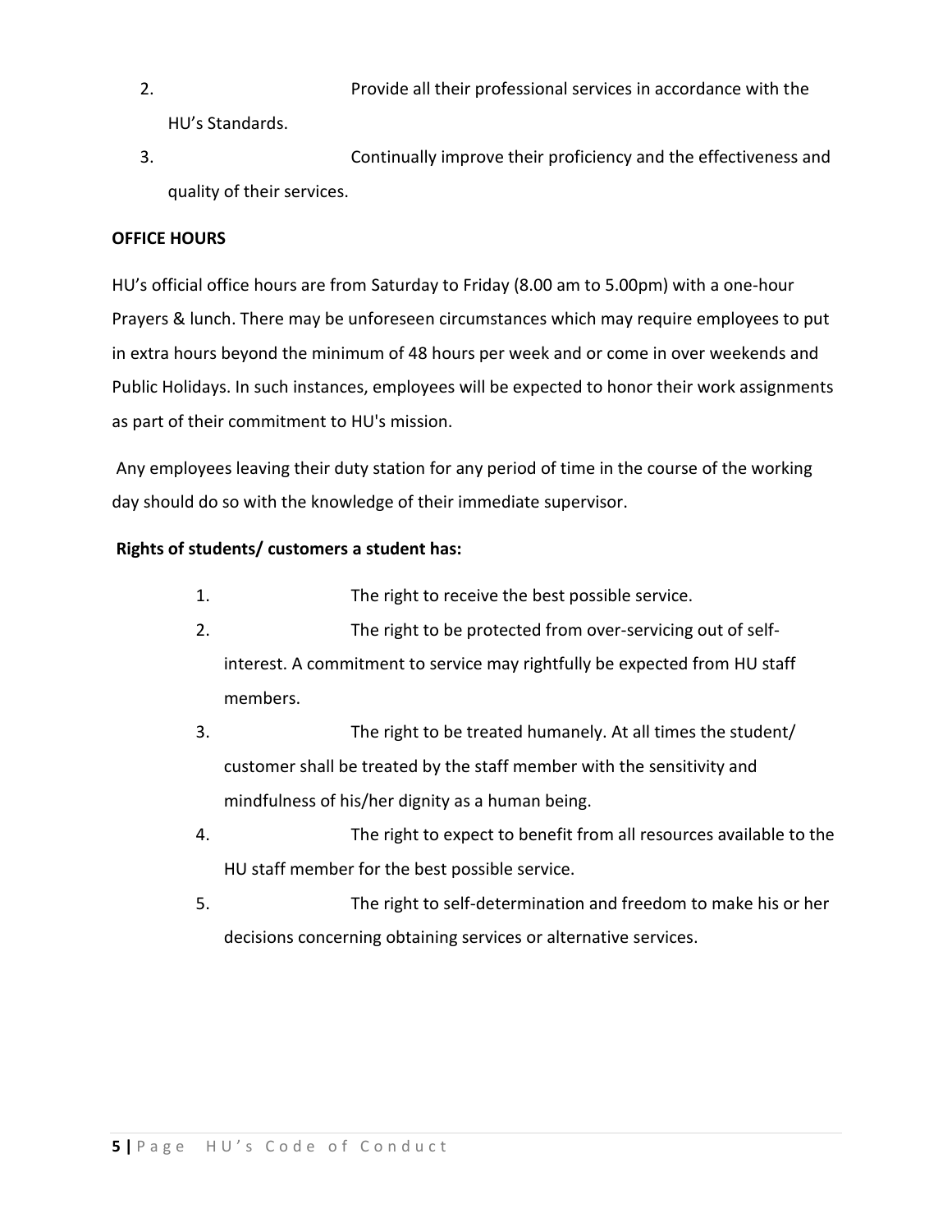2. Provide all their professional services in accordance with the HU's Standards.
3. Continually improve their proficiency and the effectiveness and quality of their services.

**OFFICE HOURS**

HU's official office hours are from Saturday to Friday (8.00 am to 5.00pm) with a one-hour Prayers & lunch. There may be unforeseen circumstances which may require employees to put in extra hours beyond the minimum of 48 hours per week and or come in over weekends and Public Holidays. In such instances, employees will be expected to honor their work assignments as part of their commitment to HU's mission.

Any employees leaving their duty station for any period of time in the course of the working day should do so with the knowledge of their immediate supervisor.

**Rights of students/ customers a student has:**

1. The right to receive the best possible service.
2. The right to be protected from over-servicing out of self-interest. A commitment to service may rightfully be expected from HU staff members.
3. The right to be treated humanely. At all times the student/ customer shall be treated by the staff member with the sensitivity and mindfulness of his/her dignity as a human being.
4. The right to expect to benefit from all resources available to the HU staff member for the best possible service.
5. The right to self-determination and freedom to make his or her decisions concerning obtaining services or alternative services.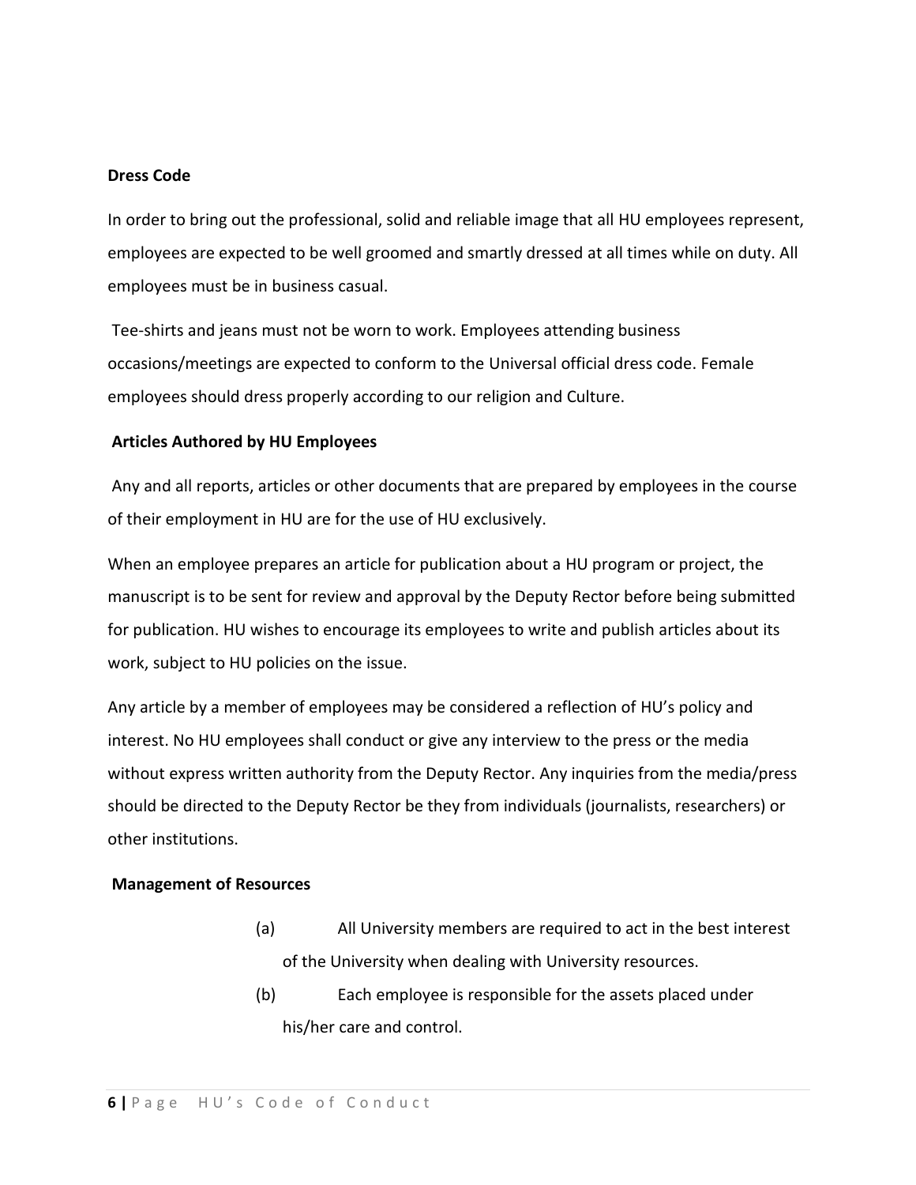**Dress Code**

In order to bring out the professional, solid and reliable image that all HU employees represent, employees are expected to be well groomed and smartly dressed at all times while on duty. All employees must be in business casual.

Tee-shirts and jeans must not be worn to work. Employees attending business occasions/meetings are expected to conform to the Universal official dress code. Female employees should dress properly according to our religion and Culture.

**Articles Authored by HU Employees**

Any and all reports, articles or other documents that are prepared by employees in the course of their employment in HU are for the use of HU exclusively.

When an employee prepares an article for publication about a HU program or project, the manuscript is to be sent for review and approval by the Deputy Rector before being submitted for publication. HU wishes to encourage its employees to write and publish articles about its work, subject to HU policies on the issue.

Any article by a member of employees may be considered a reflection of HU's policy and interest. No HU employees shall conduct or give any interview to the press or the media without express written authority from the Deputy Rector. Any inquiries from the media/press should be directed to the Deputy Rector be they from individuals (journalists, researchers) or other institutions.

**Management of Resources**

(a) All University members are required to act in the best interest of the University when dealing with University resources.

(b) Each employee is responsible for the assets placed under his/her care and control.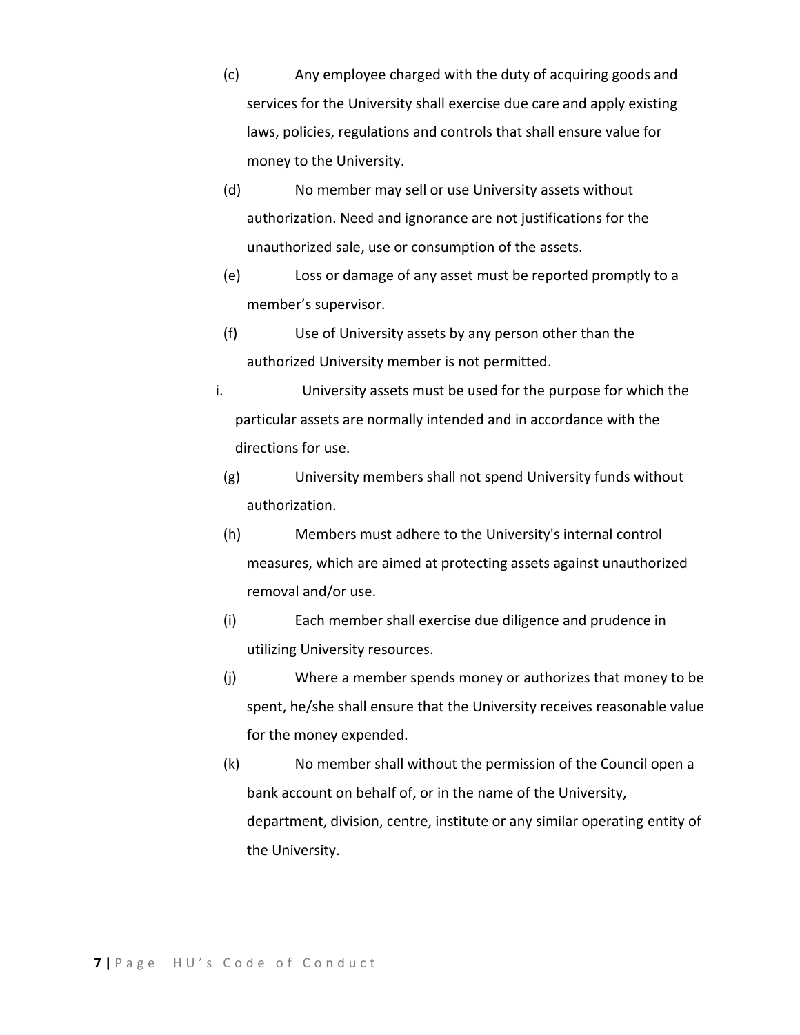(c) Any employee charged with the duty of acquiring goods and services for the University shall exercise due care and apply existing laws, policies, regulations and controls that shall ensure value for money to the University.

(d) No member may sell or use University assets without authorization. Need and ignorance are not justifications for the unauthorized sale, use or consumption of the assets.

(e) Loss or damage of any asset must be reported promptly to a member's supervisor.

(f) Use of University assets by any person other than the authorized University member is not permitted.

i. University assets must be used for the purpose for which the particular assets are normally intended and in accordance with the directions for use.

(g) University members shall not spend University funds without authorization.

(h) Members must adhere to the University's internal control measures, which are aimed at protecting assets against unauthorized removal and/or use.

(i) Each member shall exercise due diligence and prudence in utilizing University resources.

(j) Where a member spends money or authorizes that money to be spent, he/she shall ensure that the University receives reasonable value for the money expended.

(k) No member shall without the permission of the Council open a bank account on behalf of, or in the name of the University, department, division, centre, institute or any similar operating entity of the University.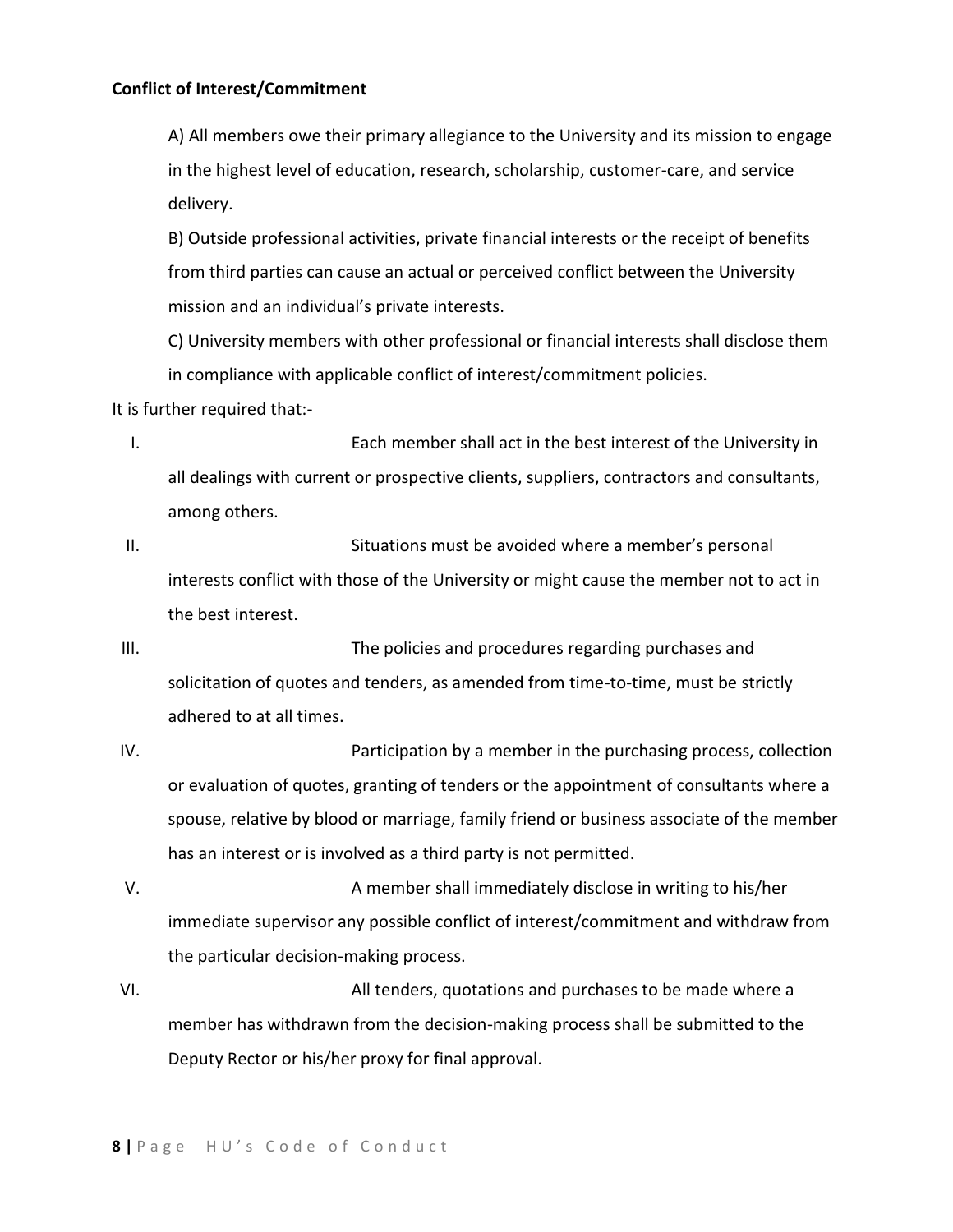**Conflict of Interest/Commitment**

A) All members owe their primary allegiance to the University and its mission to engage in the highest level of education, research, scholarship, customer-care, and service delivery.

B) Outside professional activities, private financial interests or the receipt of benefits from third parties can cause an actual or perceived conflict between the University mission and an individual's private interests.

C) University members with other professional or financial interests shall disclose them in compliance with applicable conflict of interest/commitment policies.

It is further required that:-

I. Each member shall act in the best interest of the University in all dealings with current or prospective clients, suppliers, contractors and consultants, among others.

II. Situations must be avoided where a member's personal interests conflict with those of the University or might cause the member not to act in the best interest.

III. The policies and procedures regarding purchases and solicitation of quotes and tenders, as amended from time-to-time, must be strictly adhered to at all times.

IV. Participation by a member in the purchasing process, collection or evaluation of quotes, granting of tenders or the appointment of consultants where a spouse, relative by blood or marriage, family friend or business associate of the member has an interest or is involved as a third party is not permitted.

V. A member shall immediately disclose in writing to his/her immediate supervisor any possible conflict of interest/commitment and withdraw from the particular decision-making process.

VI. All tenders, quotations and purchases to be made where a member has withdrawn from the decision-making process shall be submitted to the Deputy Rector or his/her proxy for final approval.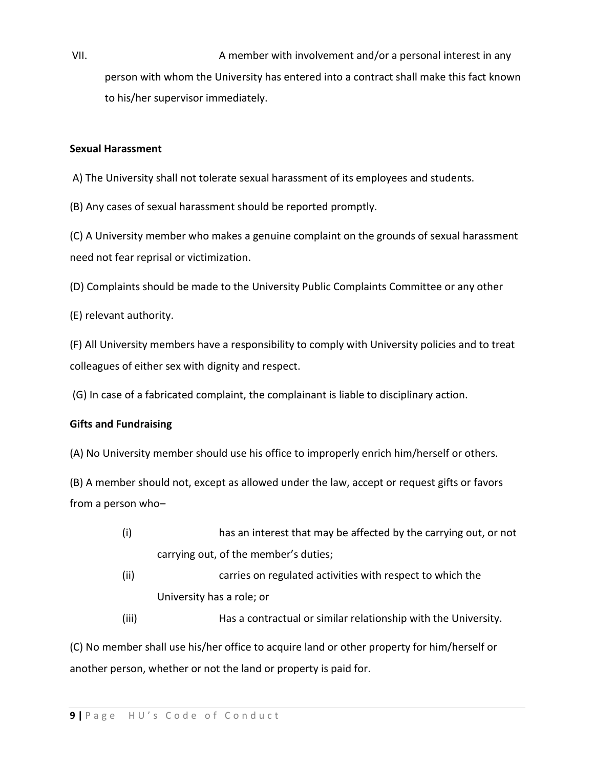VII. A member with involvement and/or a personal interest in any person with whom the University has entered into a contract shall make this fact known to his/her supervisor immediately.

**Sexual Harassment**

A) The University shall not tolerate sexual harassment of its employees and students.

(B) Any cases of sexual harassment should be reported promptly.

(C) A University member who makes a genuine complaint on the grounds of sexual harassment need not fear reprisal or victimization.

(D) Complaints should be made to the University Public Complaints Committee or any other

(E) relevant authority.

(F) All University members have a responsibility to comply with University policies and to treat colleagues of either sex with dignity and respect.

(G) In case of a fabricated complaint, the complainant is liable to disciplinary action.

**Gifts and Fundraising**

(A) No University member should use his office to improperly enrich him/herself or others.

(B) A member should not, except as allowed under the law, accept or request gifts or favors from a person who–

(i) has an interest that may be affected by the carrying out, or not carrying out, of the member's duties;

(ii) carries on regulated activities with respect to which the University has a role; or

(iii) Has a contractual or similar relationship with the University.

(C) No member shall use his/her office to acquire land or other property for him/herself or another person, whether or not the land or property is paid for.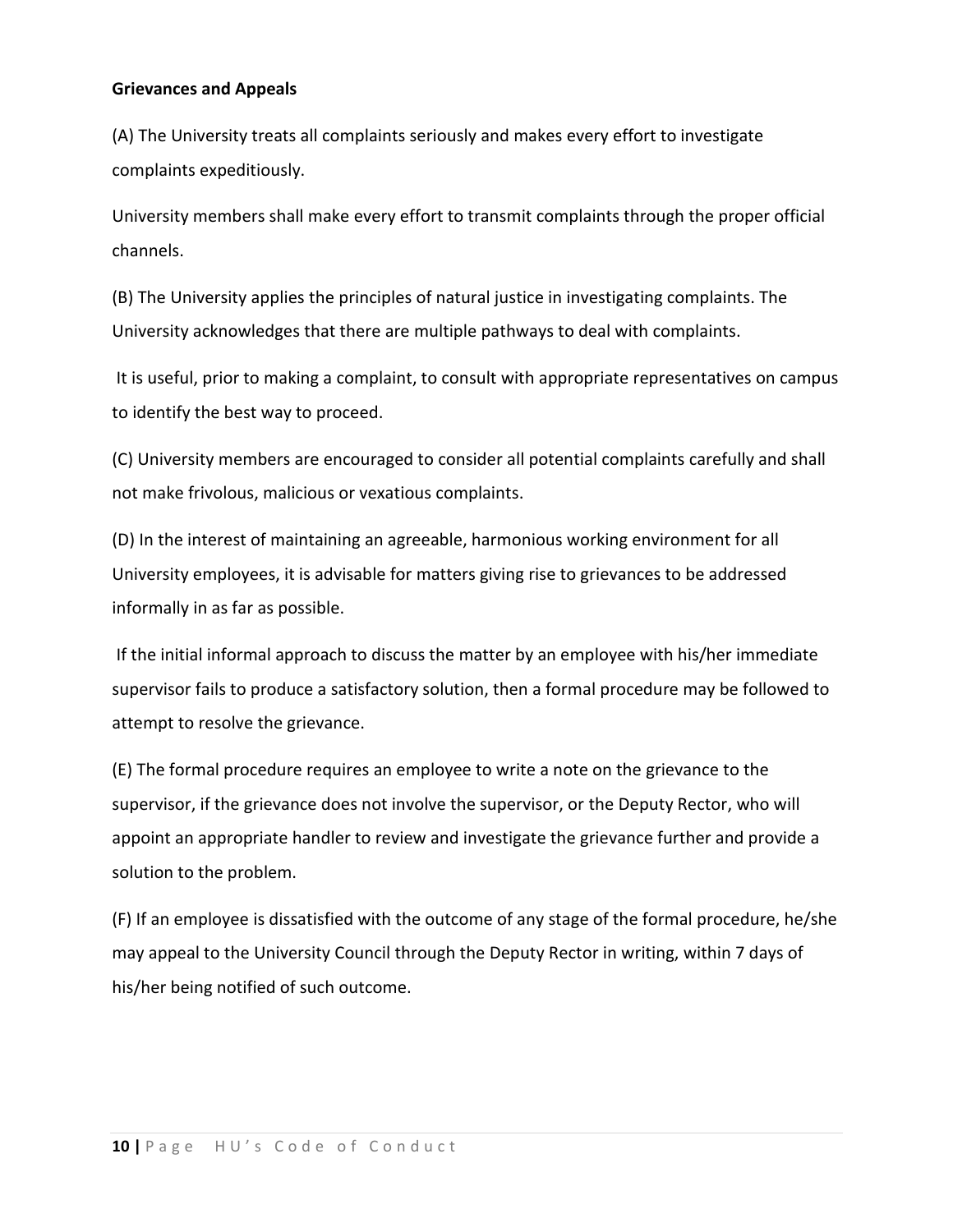**Grievances and Appeals**

(A) The University treats all complaints seriously and makes every effort to investigate complaints expeditiously.

University members shall make every effort to transmit complaints through the proper official channels.

(B) The University applies the principles of natural justice in investigating complaints. The University acknowledges that there are multiple pathways to deal with complaints.

It is useful, prior to making a complaint, to consult with appropriate representatives on campus to identify the best way to proceed.

(C) University members are encouraged to consider all potential complaints carefully and shall not make frivolous, malicious or vexatious complaints.

(D) In the interest of maintaining an agreeable, harmonious working environment for all University employees, it is advisable for matters giving rise to grievances to be addressed informally in as far as possible.

If the initial informal approach to discuss the matter by an employee with his/her immediate supervisor fails to produce a satisfactory solution, then a formal procedure may be followed to attempt to resolve the grievance.

(E) The formal procedure requires an employee to write a note on the grievance to the supervisor, if the grievance does not involve the supervisor, or the Deputy Rector, who will appoint an appropriate handler to review and investigate the grievance further and provide a solution to the problem.

(F) If an employee is dissatisfied with the outcome of any stage of the formal procedure, he/she may appeal to the University Council through the Deputy Rector in writing, within 7 days of his/her being notified of such outcome.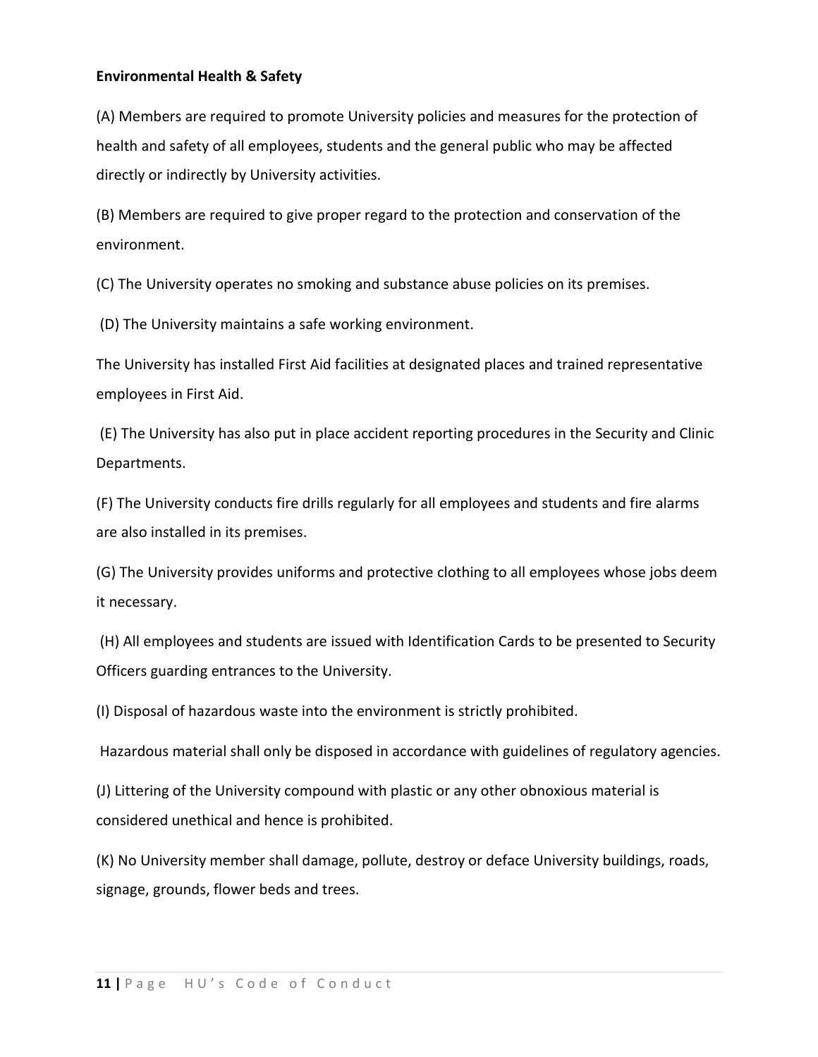**Environmental Health & Safety**

(A) Members are required to promote University policies and measures for the protection of health and safety of all employees, students and the general public who may be affected directly or indirectly by University activities.

(B) Members are required to give proper regard to the protection and conservation of the environment.

(C) The University operates no smoking and substance abuse policies on its premises.

(D) The University maintains a safe working environment.

The University has installed First Aid facilities at designated places and trained representative employees in First Aid.

(E) The University has also put in place accident reporting procedures in the Security and Clinic Departments.

(F) The University conducts fire drills regularly for all employees and students and fire alarms are also installed in its premises.

(G) The University provides uniforms and protective clothing to all employees whose jobs deem it necessary.

(H) All employees and students are issued with Identification Cards to be presented to Security Officers guarding entrances to the University.

(I) Disposal of hazardous waste into the environment is strictly prohibited.

Hazardous material shall only be disposed in accordance with guidelines of regulatory agencies.

(J) Littering of the University compound with plastic or any other obnoxious material is considered unethical and hence is prohibited.

(K) No University member shall damage, pollute, destroy or deface University buildings, roads, signage, grounds, flower beds and trees.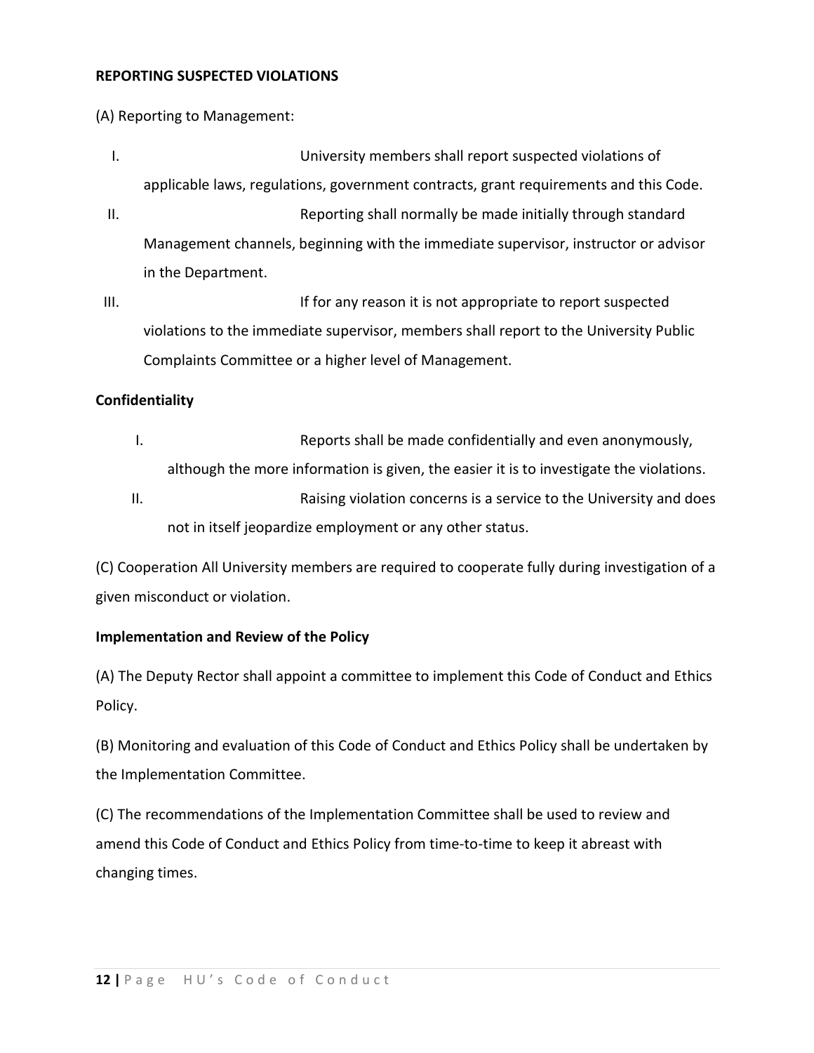**REPORTING SUSPECTED VIOLATIONS**

(A) Reporting to Management:

I. University members shall report suspected violations of applicable laws, regulations, government contracts, grant requirements and this Code.

II. Reporting shall normally be made initially through standard Management channels, beginning with the immediate supervisor, instructor or advisor in the Department.

III. If for any reason it is not appropriate to report suspected violations to the immediate supervisor, members shall report to the University Public Complaints Committee or a higher level of Management.

**Confidentiality**

I. Reports shall be made confidentially and even anonymously, although the more information is given, the easier it is to investigate the violations.

II. Raising violation concerns is a service to the University and does not in itself jeopardize employment or any other status.

(C) Cooperation All University members are required to cooperate fully during investigation of a given misconduct or violation.

**Implementation and Review of the Policy**

(A) The Deputy Rector shall appoint a committee to implement this Code of Conduct and Ethics Policy.

(B) Monitoring and evaluation of this Code of Conduct and Ethics Policy shall be undertaken by the Implementation Committee.

(C) The recommendations of the Implementation Committee shall be used to review and amend this Code of Conduct and Ethics Policy from time-to-time to keep it abreast with changing times.